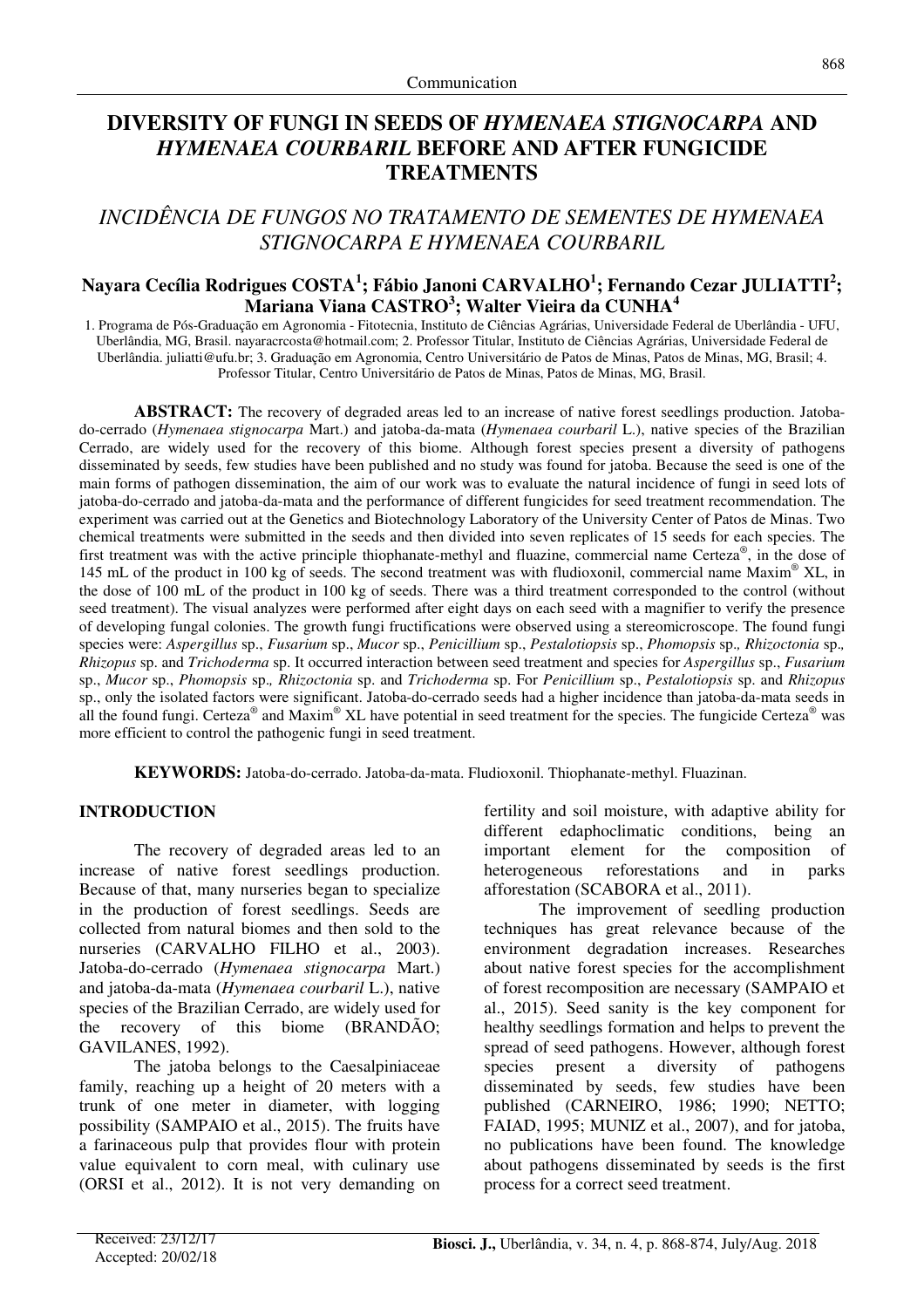Communication

# DIVERSITY OF FUNGI IN SEEDS OF *HYMENAEA STIGNOCARPA* AND *HYMENAEA COURBARIL* BEFORE AND AFTER FUNGICIDE TREATMENTS

## *INCIDÊNCIA DE FUNGOS NO TRATAMENTO DE SEMENTES DE HYMENAEA STIGNOCARPA E HYMENAEA COURBARIL*

**Nayara Cecília Rodrigues COSTA[1]; Fábio Janoni CARVALHO[1]; Fernando Cezar JULIATTI[2]; Mariana Viana CASTRO[3]; Walter Vieira da CUNHA[4]**

1. Programa de Pós-Graduação em Agronomia - Fitotecnia, Instituto de Ciências Agrárias, Universidade Federal de Uberlândia - UFU, Uberlândia, MG, Brasil. nayaracrcosta@hotmail.com; 2. Professor Titular, Instituto de Ciências Agrárias, Universidade Federal de Uberlândia. juliatti@ufu.br; 3. Graduação em Agronomia, Centro Universitário de Patos de Minas, Patos de Minas, MG, Brasil; 4. Professor Titular, Centro Universitário de Patos de Minas, Patos de Minas, MG, Brasil.

**ABSTRACT:** The recovery of degraded areas led to an increase of native forest seedlings production. Jatoba-do-cerrado (*Hymenaea stignocarpa* Mart.) and jatoba-da-mata (*Hymenaea courbaril* L.), native species of the Brazilian Cerrado, are widely used for the recovery of this biome. Although forest species present a diversity of pathogens disseminated by seeds, few studies have been published and no study was found for jatoba. Because the seed is one of the main forms of pathogen dissemination, the aim of our work was to evaluate the natural incidence of fungi in seed lots of jatoba-do-cerrado and jatoba-da-mata and the performance of different fungicides for seed treatment recommendation. The experiment was carried out at the Genetics and Biotechnology Laboratory of the University Center of Patos de Minas. Two chemical treatments were submitted in the seeds and then divided into seven replicates of 15 seeds for each species. The first treatment was with the active principle thiophanate-methyl and fluazine, commercial name Certeza®, in the dose of 145 mL of the product in 100 kg of seeds. The second treatment was with fludioxonil, commercial name Maxim® XL, in the dose of 100 mL of the product in 100 kg of seeds. There was a third treatment corresponded to the control (without seed treatment). The visual analyzes were performed after eight days on each seed with a magnifier to verify the presence of developing fungal colonies. The growth fungi fructifications were observed using a stereomicroscope. The found fungi species were: *Aspergillus* sp., *Fusarium* sp., *Mucor* sp., *Penicillium* sp., *Pestalotiopsis* sp., *Phomopsis* sp., *Rhizoctonia* sp., *Rhizopus* sp. and *Trichoderma* sp. It occurred interaction between seed treatment and species for *Aspergillus* sp., *Fusarium* sp., *Mucor* sp., *Phomopsis* sp., *Rhizoctonia* sp. and *Trichoderma* sp. For *Penicillium* sp., *Pestalotiopsis* sp. and *Rhizopus* sp., only the isolated factors were significant. Jatoba-do-cerrado seeds had a higher incidence than jatoba-da-mata seeds in all the found fungi. Certeza® and Maxim® XL have potential in seed treatment for the species. The fungicide Certeza® was more efficient to control the pathogenic fungi in seed treatment.

**KEYWORDS:** Jatoba-do-cerrado. Jatoba-da-mata. Fludioxonil. Thiophanate-methyl. Fluazinan.

## INTRODUCTION

The recovery of degraded areas led to an increase of native forest seedlings production. Because of that, many nurseries began to specialize in the production of forest seedlings. Seeds are collected from natural biomes and then sold to the nurseries (CARVALHO FILHO et al., 2003). Jatoba-do-cerrado (*Hymenaea stignocarpa* Mart.) and jatoba-da-mata (*Hymenaea courbaril* L.), native species of the Brazilian Cerrado, are widely used for the recovery of this biome (BRANDÃO; GAVILANES, 1992).

The jatoba belongs to the Caesalpiniaceae family, reaching up a height of 20 meters with a trunk of one meter in diameter, with logging possibility (SAMPAIO et al., 2015). The fruits have a farinaceous pulp that provides flour with protein value equivalent to corn meal, with culinary use (ORSI et al., 2012). It is not very demanding on fertility and soil moisture, with adaptive ability for different edaphoclimatic conditions, being an important element for the composition of heterogeneous reforestations and in parks afforestation (SCABORA et al., 2011).

The improvement of seedling production techniques has great relevance because of the environment degradation increases. Researches about native forest species for the accomplishment of forest recomposition are necessary (SAMPAIO et al., 2015). Seed sanity is the key component for healthy seedlings formation and helps to prevent the spread of seed pathogens. However, although forest species present a diversity of pathogens disseminated by seeds, few studies have been published (CARNEIRO, 1986; 1990; NETTO; FAIAD, 1995; MUNIZ et al., 2007), and for jatoba, no publications have been found. The knowledge about pathogens disseminated by seeds is the first process for a correct seed treatment.

Received: 23/12/17
Accepted: 20/02/18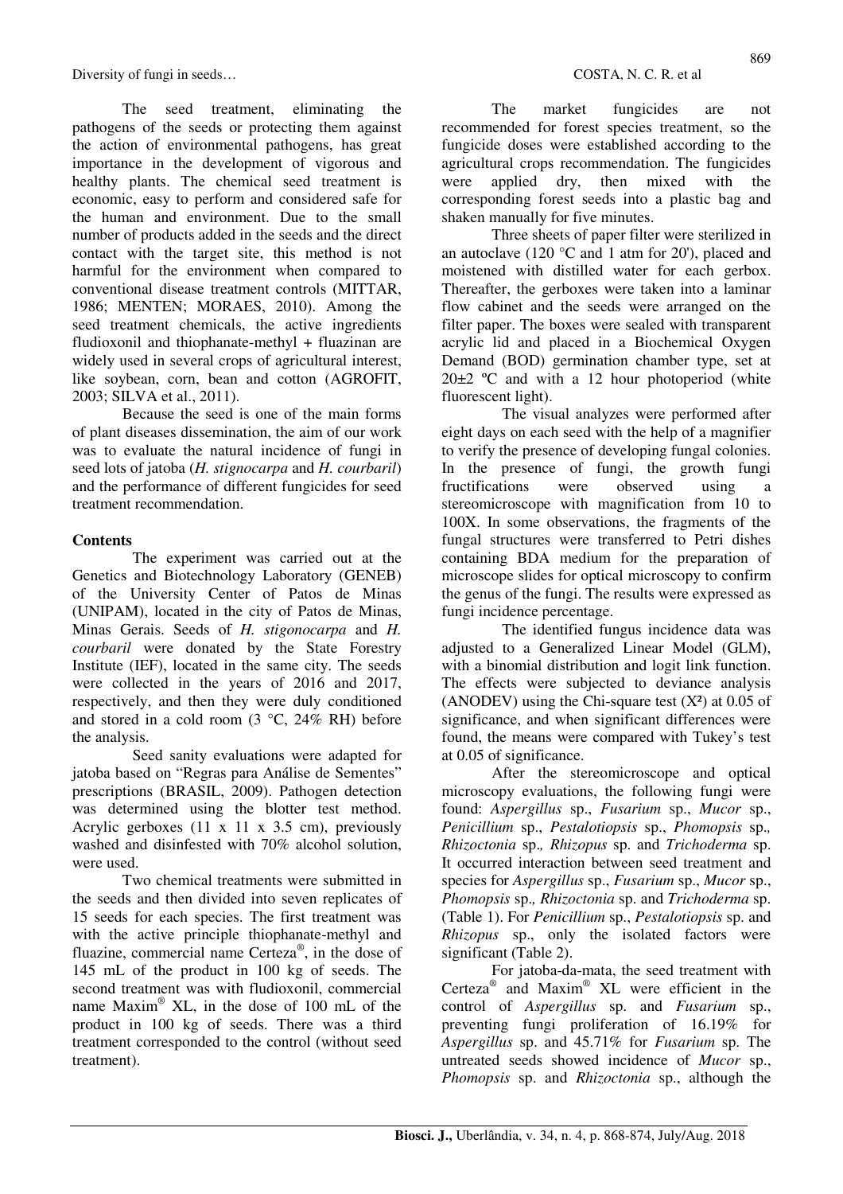The seed treatment, eliminating the pathogens of the seeds or protecting them against the action of environmental pathogens, has great importance in the development of vigorous and healthy plants. The chemical seed treatment is economic, easy to perform and considered safe for the human and environment. Due to the small number of products added in the seeds and the direct contact with the target site, this method is not harmful for the environment when compared to conventional disease treatment controls (MITTAR, 1986; MENTEN; MORAES, 2010). Among the seed treatment chemicals, the active ingredients fludioxonil and thiophanate-methyl + fluazinan are widely used in several crops of agricultural interest, like soybean, corn, bean and cotton (AGROFIT, 2003; SILVA et al., 2011).

Because the seed is one of the main forms of plant diseases dissemination, the aim of our work was to evaluate the natural incidence of fungi in seed lots of jatoba (*H. stignocarpa* and *H. courbaril*) and the performance of different fungicides for seed treatment recommendation.

## Contents

The experiment was carried out at the Genetics and Biotechnology Laboratory (GENEB) of the University Center of Patos de Minas (UNIPAM), located in the city of Patos de Minas, Minas Gerais. Seeds of *H. stignocarpa* and *H. courbaril* were donated by the State Forestry Institute (IEF), located in the same city. The seeds were collected in the years of 2016 and 2017, respectively, and then they were duly conditioned and stored in a cold room (3 °C, 24% RH) before the analysis.

Seed sanity evaluations were adapted for jatoba based on "Regras para Análise de Sementes" prescriptions (BRASIL, 2009). Pathogen detection was determined using the blotter test method. Acrylic gerboxes (11 x 11 x 3.5 cm), previously washed and disinfested with 70% alcohol solution, were used.

Two chemical treatments were submitted in the seeds and then divided into seven replicates of 15 seeds for each species. The first treatment was with the active principle thiophanate-methyl and fluazine, commercial name Certeza®, in the dose of 145 mL of the product in 100 kg of seeds. The second treatment was with fludioxonil, commercial name Maxim® XL, in the dose of 100 mL of the product in 100 kg of seeds. There was a third treatment corresponded to the control (without seed treatment).

The market fungicides are not recommended for forest species treatment, so the fungicide doses were established according to the agricultural crops recommendation. The fungicides were applied dry, then mixed with the corresponding forest seeds into a plastic bag and shaken manually for five minutes.

Three sheets of paper filter were sterilized in an autoclave (120 °C and 1 atm for 20'), placed and moistened with distilled water for each gerbox. Thereafter, the gerboxes were taken into a laminar flow cabinet and the seeds were arranged on the filter paper. The boxes were sealed with transparent acrylic lid and placed in a Biochemical Oxygen Demand (BOD) germination chamber type, set at 20±2 ºC and with a 12 hour photoperiod (white fluorescent light).

The visual analyzes were performed after eight days on each seed with the help of a magnifier to verify the presence of developing fungal colonies. In the presence of fungi, the growth fungi fructifications were observed using a stereomicroscope with magnification from 10 to 100X. In some observations, the fragments of the fungal structures were transferred to Petri dishes containing BDA medium for the preparation of microscope slides for optical microscopy to confirm the genus of the fungi. The results were expressed as fungi incidence percentage.

The identified fungus incidence data was adjusted to a Generalized Linear Model (GLM), with a binomial distribution and logit link function. The effects were subjected to deviance analysis (ANODEV) using the Chi-square test ($X^2$) at 0.05 of significance, and when significant differences were found, the means were compared with Tukey's test at 0.05 of significance.

After the stereomicroscope and optical microscopy evaluations, the following fungi were found: *Aspergillus* sp., *Fusarium* sp., *Mucor* sp., *Penicillium* sp., *Pestalotiopsis* sp., *Phomopsis* sp., *Rhizoctonia* sp., *Rhizopus* sp. and *Trichoderma* sp. It occurred interaction between seed treatment and species for *Aspergillus* sp., *Fusarium* sp., *Mucor* sp., *Phomopsis* sp., *Rhizoctonia* sp. and *Trichoderma* sp. (Table 1). For *Penicillium* sp., *Pestalotiopsis* sp. and *Rhizopus* sp., only the isolated factors were significant (Table 2).

For jatoba-da-mata, the seed treatment with Certeza® and Maxim® XL were efficient in the control of *Aspergillus* sp. and *Fusarium* sp., preventing fungi proliferation of 16.19% for *Aspergillus* sp. and 45.71% for *Fusarium* sp. The untreated seeds showed incidence of *Mucor* sp., *Phomopsis* sp. and *Rhizoctonia* sp., although the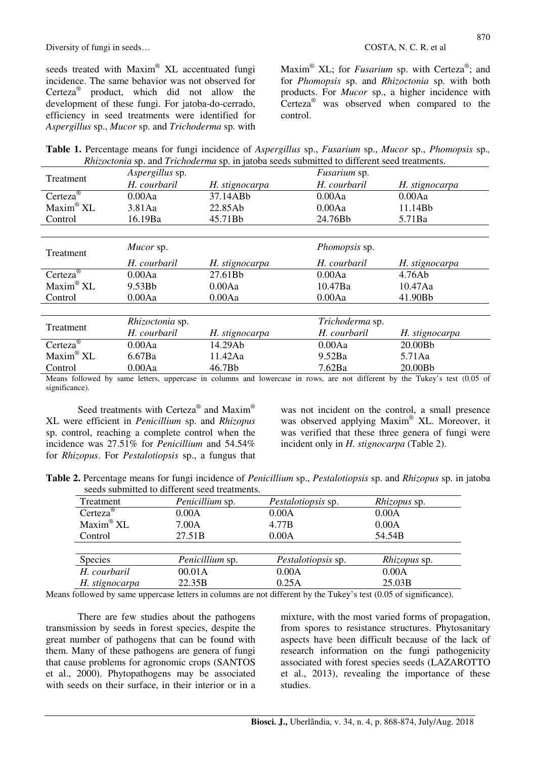seeds treated with Maxim® XL accentuated fungi incidence. The same behavior was not observed for Certeza® product, which did not allow the development of these fungi. For jatoba-do-cerrado, efficiency in seed treatments were identified for *Aspergillus* sp., *Mucor* sp. and *Trichoderma* sp. with Maxim® XL; for *Fusarium* sp. with Certeza®; and for *Phomopsis* sp. and *Rhizoctonia* sp. with both products. For *Mucor* sp., a higher incidence with Certeza® was observed when compared to the control.

**Table 1.** Percentage means for fungi incidence of *Aspergillus* sp., *Fusarium* sp., *Mucor* sp., *Phomopsis* sp., *Rhizoctonia* sp. and *Trichoderma* sp. in jatoba seeds submitted to different seed treatments.

| Treatment | *Aspergillus* sp. | | *Fusarium* sp. | |
|---|---|---|---|---|
| | *H. courbaril* | *H. stignocarpa* | *H. courbaril* | *H. stignocarpa* |
| Certeza® | 0.00Aa | 37.14ABb | 0.00Aa | 0.00Aa |
| Maxim® XL | 3.81Aa | 22.85Ab | 0.00Aa | 11.14Bb |
| Control | 16.19Ba | 45.71Bb | 24.76Bb | 5.71Ba |
| **Treatment** | ***Mucor* sp.** | | ***Phomopsis* sp.** | |
| | *H. courbaril* | *H. stignocarpa* | *H. courbaril* | *H. stignocarpa* |
| Certeza® | 0.00Aa | 27.61Bb | 0.00Aa | 4.76Ab |
| Maxim® XL | 9.53Bb | 0.00Aa | 10.47Ba | 10.47Aa |
| Control | 0.00Aa | 0.00Aa | 0.00Aa | 41.90Bb |
| **Treatment** | ***Rhizoctonia* sp.** | | ***Trichoderma* sp.** | |
| | *H. courbaril* | *H. stignocarpa* | *H. courbaril* | *H. stignocarpa* |
| Certeza® | 0.00Aa | 14.29Ab | 0.00Aa | 20.00Bb |
| Maxim® XL | 6.67Ba | 11.42Aa | 9.52Ba | 5.71Aa |
| Control | 0.00Aa | 46.7Bb | 7.62Ba | 20.00Bb |

Means followed by same letters, uppercase in columns and lowercase in rows, are not different by the Tukey's test (0.05 of significance).

Seed treatments with Certeza® and Maxim® XL were efficient in *Penicillium* sp. and *Rhizopus* sp. control, reaching a complete control when the incidence was 27.51% for *Penicillium* and 54.54% for *Rhizopus*. For *Pestalotiopsis* sp., a fungus that was not incident on the control, a small presence was observed applying Maxim® XL. Moreover, it was verified that these three genera of fungi were incident only in *H. stignocarpa* (Table 2).

**Table 2.** Percentage means for fungi incidence of *Penicillium* sp., *Pestalotiopsis* sp. and *Rhizopus* sp. in jatoba seeds submitted to different seed treatments.

| Treatment | *Penicillium* sp. | *Pestalotiopsis* sp. | *Rhizopus* sp. |
|---|---|---|---|
| Certeza® | 0.00A | 0.00A | 0.00A |
| Maxim® XL | 7.00A | 4.77B | 0.00A |
| Control | 27.51B | 0.00A | 54.54B |
| **Species** | ***Penicillium* sp.** | ***Pestalotiopsis* sp.** | ***Rhizopus* sp.** |
| *H. courbaril* | 00.01A | 0.00A | 0.00A |
| *H. stignocarpa* | 22.35B | 0.25A | 25.03B |

Means followed by same uppercase letters in columns are not different by the Tukey's test (0.05 of significance).

There are few studies about the pathogens transmission by seeds in forest species, despite the great number of pathogens that can be found with them. Many of these pathogens are genera of fungi that cause problems for agronomic crops (SANTOS et al., 2000). Phytopathogens may be associated with seeds on their surface, in their interior or in a mixture, with the most varied forms of propagation, from spores to resistance structures. Phytosanitary aspects have been difficult because of the lack of research information on the fungi pathogenicity associated with forest species seeds (LAZAROTTO et al., 2013), revealing the importance of these studies.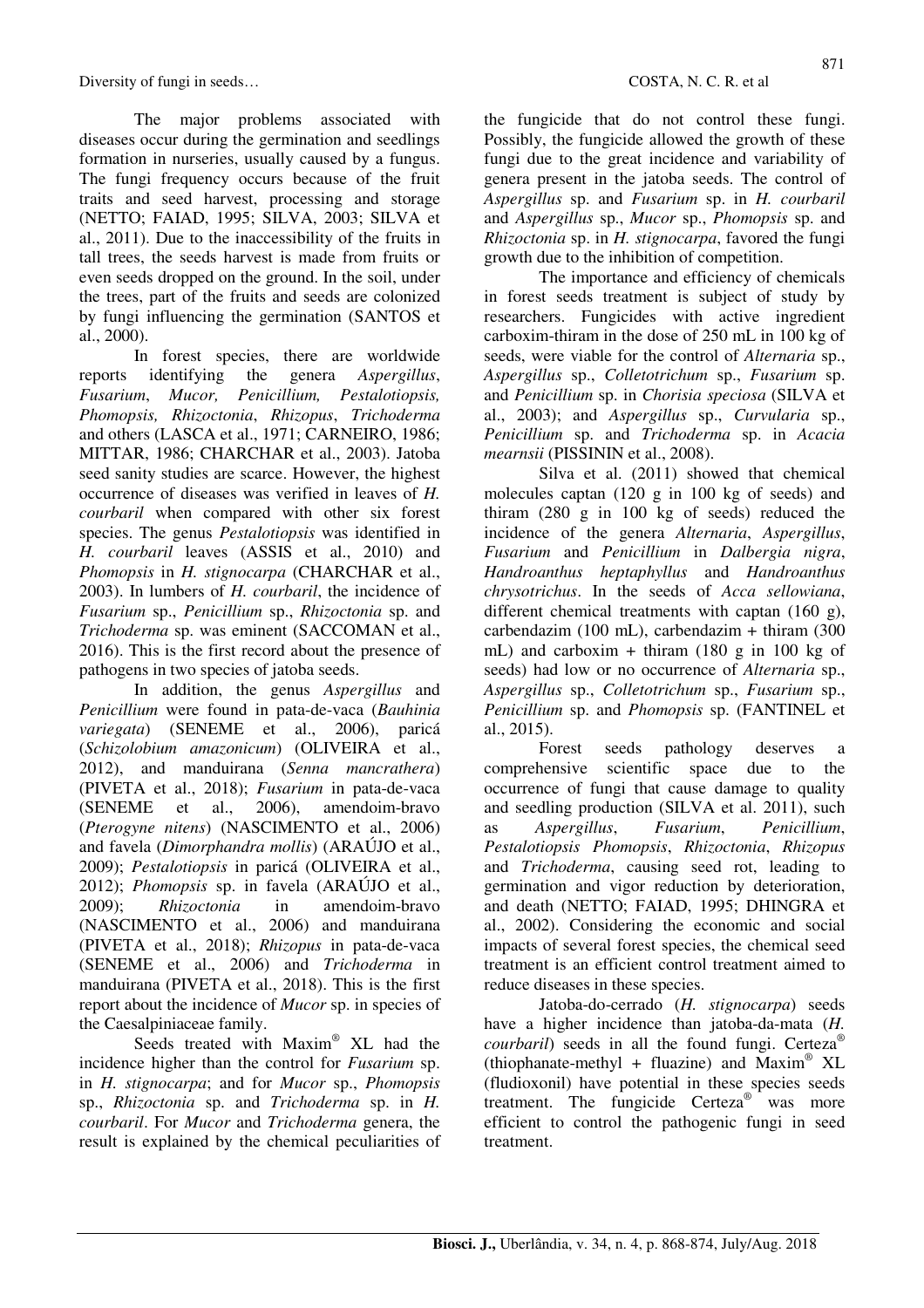The major problems associated with diseases occur during the germination and seedlings formation in nurseries, usually caused by a fungus. The fungi frequency occurs because of the fruit traits and seed harvest, processing and storage (NETTO; FAIAD, 1995; SILVA, 2003; SILVA et al., 2011). Due to the inaccessibility of the fruits in tall trees, the seeds harvest is made from fruits or even seeds dropped on the ground. In the soil, under the trees, part of the fruits and seeds are colonized by fungi influencing the germination (SANTOS et al., 2000).

In forest species, there are worldwide reports identifying the genera *Aspergillus*, *Fusarium*, *Mucor, Penicillium, Pestalotiopsis, Phomopsis, Rhizoctonia*, *Rhizopus*, *Trichoderma* and others (LASCA et al., 1971; CARNEIRO, 1986; MITTAR, 1986; CHARCHAR et al., 2003). Jatoba seed sanity studies are scarce. However, the highest occurrence of diseases was verified in leaves of *H. courbaril* when compared with other six forest species. The genus *Pestalotiopsis* was identified in *H. courbaril* leaves (ASSIS et al., 2010) and *Phomopsis* in *H. stignocarpa* (CHARCHAR et al., 2003). In lumbers of *H. courbaril*, the incidence of *Fusarium* sp., *Penicillium* sp., *Rhizoctonia* sp. and *Trichoderma* sp. was eminent (SACCOMAN et al., 2016). This is the first record about the presence of pathogens in two species of jatoba seeds.

In addition, the genus *Aspergillus* and *Penicillium* were found in pata-de-vaca (*Bauhinia variegata*) (SENEME et al., 2006), paricá (*Schizolobium amazonicum*) (OLIVEIRA et al., 2012), and manduirana (*Senna mancrathera*) (PIVETA et al., 2018); *Fusarium* in pata-de-vaca (SENEME et al., 2006), amendoim-bravo (*Pterogyne nitens*) (NASCIMENTO et al., 2006) and favela (*Dimorphandra mollis*) (ARAÚJO et al., 2009); *Pestalotiopsis* in paricá (OLIVEIRA et al., 2012); *Phomopsis* sp. in favela (ARAÚJO et al., 2009); *Rhizoctonia* in amendoim-bravo (NASCIMENTO et al., 2006) and manduirana (PIVETA et al., 2018); *Rhizopus* in pata-de-vaca (SENEME et al., 2006) and *Trichoderma* in manduirana (PIVETA et al., 2018). This is the first report about the incidence of *Mucor* sp. in species of the Caesalpiniaceae family.

Seeds treated with Maxim® XL had the incidence higher than the control for *Fusarium* sp. in *H. stignocarpa*; and for *Mucor* sp., *Phomopsis* sp., *Rhizoctonia* sp. and *Trichoderma* sp. in *H. courbaril*. For *Mucor* and *Trichoderma* genera, the result is explained by the chemical peculiarities of the fungicide that do not control these fungi. Possibly, the fungicide allowed the growth of these fungi due to the great incidence and variability of genera present in the jatoba seeds. The control of *Aspergillus* sp. and *Fusarium* sp. in *H. courbaril* and *Aspergillus* sp., *Mucor* sp., *Phomopsis* sp. and *Rhizoctonia* sp. in *H. stignocarpa*, favored the fungi growth due to the inhibition of competition.

The importance and efficiency of chemicals in forest seeds treatment is subject of study by researchers. Fungicides with active ingredient carboxim-thiram in the dose of 250 mL in 100 kg of seeds, were viable for the control of *Alternaria* sp., *Aspergillus* sp., *Colletotrichum* sp., *Fusarium* sp. and *Penicillium* sp. in *Chorisia speciosa* (SILVA et al., 2003); and *Aspergillus* sp., *Curvularia* sp., *Penicillium* sp. and *Trichoderma* sp. in *Acacia mearnsii* (PISSININ et al., 2008).

Silva et al. (2011) showed that chemical molecules captan (120 g in 100 kg of seeds) and thiram (280 g in 100 kg of seeds) reduced the incidence of the genera *Alternaria*, *Aspergillus*, *Fusarium* and *Penicillium* in *Dalbergia nigra*, *Handroanthus heptaphyllus* and *Handroanthus chrysotrichus*. In the seeds of *Acca sellowiana*, different chemical treatments with captan (160 g), carbendazim (100 mL), carbendazim + thiram (300 mL) and carboxim + thiram (180 g in 100 kg of seeds) had low or no occurrence of *Alternaria* sp., *Aspergillus* sp., *Colletotrichum* sp., *Fusarium* sp., *Penicillium* sp. and *Phomopsis* sp. (FANTINEL et al., 2015).

Forest seeds pathology deserves a comprehensive scientific space due to the occurrence of fungi that cause damage to quality and seedling production (SILVA et al. 2011), such as *Aspergillus*, *Fusarium*, *Penicillium*, *Pestalotiopsis Phomopsis*, *Rhizoctonia*, *Rhizopus* and *Trichoderma*, causing seed rot, leading to germination and vigor reduction by deterioration, and death (NETTO; FAIAD, 1995; DHINGRA et al., 2002). Considering the economic and social impacts of several forest species, the chemical seed treatment is an efficient control treatment aimed to reduce diseases in these species.

Jatoba-do-cerrado (*H. stignocarpa*) seeds have a higher incidence than jatoba-da-mata (*H. courbaril*) seeds in all the found fungi. Certeza® (thiophanate-methyl + fluazine) and Maxim® XL (fludioxonil) have potential in these species seeds treatment. The fungicide Certeza® was more efficient to control the pathogenic fungi in seed treatment.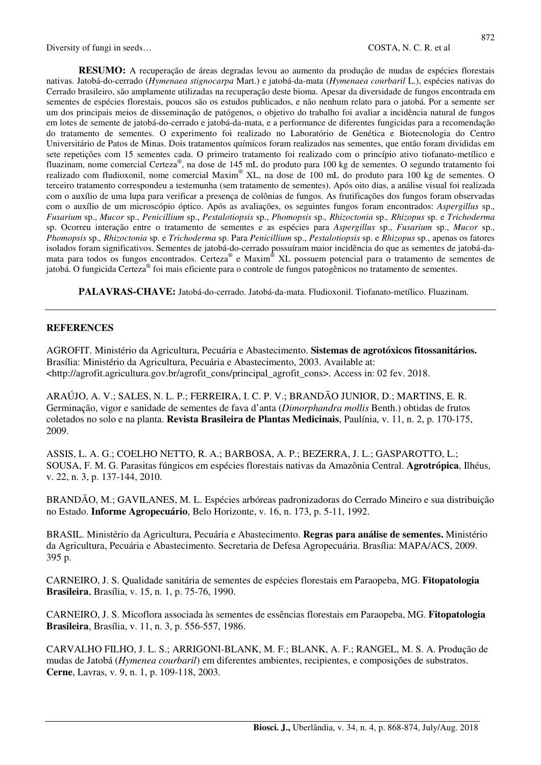**RESUMO:** A recuperação de áreas degradas levou ao aumento da produção de mudas de espécies florestais nativas. Jatobá-do-cerrado (*Hymenaea stignocarpa* Mart.) e jatobá-da-mata (*Hymenaea courbaril* L.), espécies nativas do Cerrado brasileiro, são amplamente utilizadas na recuperação deste bioma. Apesar da diversidade de fungos encontrada em sementes de espécies florestais, poucos são os estudos publicados, e não nenhum relato para o jatobá. Por a semente ser um dos principais meios de disseminação de patógenos, o objetivo do trabalho foi avaliar a incidência natural de fungos em lotes de semente de jatobá-do-cerrado e jatobá-da-mata, e a performance de diferentes fungicidas para a recomendação do tratamento de sementes. O experimento foi realizado no Laboratório de Genética e Biotecnologia do Centro Universitário de Patos de Minas. Dois tratamentos químicos foram realizados nas sementes, que então foram divididas em sete repetições com 15 sementes cada. O primeiro tratamento foi realizado com o princípio ativo tiofanato-metílico e fluazinam, nome comercial Certeza®, na dose de 145 mL do produto para 100 kg de sementes. O segundo tratamento foi realizado com fludioxonil, nome comercial Maxim® XL, na dose de 100 mL do produto para 100 kg de sementes. O terceiro tratamento correspondeu a testemunha (sem tratamento de sementes). Após oito dias, a análise visual foi realizada com o auxílio de uma lupa para verificar a presença de colônias de fungos. As frutificações dos fungos foram observadas com o auxílio de um microscópio óptico. Após as avaliações, os seguintes fungos foram encontrados: *Aspergillus* sp., *Fusarium* sp., *Mucor* sp., *Penicillium* sp., *Pestalotiopsis* sp., *Phomopsis* sp., *Rhizoctonia* sp., *Rhizopus* sp. e *Trichoderma* sp. Ocorreu interação entre o tratamento de sementes e as espécies para *Aspergillus* sp., *Fusarium* sp., *Mucor* sp., *Phomopsis* sp., *Rhizoctonia* sp. e *Trichoderma* sp. Para *Penicillium* sp., *Pestalotiopsis* sp. e *Rhizopus* sp., apenas os fatores isolados foram significativos. Sementes de jatobá-do-cerrado possuíram maior incidência do que as sementes de jatobá-da-mata para todos os fungos encontrados. Certeza® e Maxim® XL possuem potencial para o tratamento de sementes de jatobá. O fungicida Certeza® foi mais eficiente para o controle de fungos patogênicos no tratamento de sementes.

**PALAVRAS-CHAVE:** Jatobá-do-cerrado. Jatobá-da-mata. Fludioxonil. Tiofanato-metílico. Fluazinam.

## REFERENCES

AGROFIT. Ministério da Agricultura, Pecuária e Abastecimento. **Sistemas de agrotóxicos fitossanitários.** Brasília: Ministério da Agricultura, Pecuária e Abastecimento, 2003. Available at: <http://agrofit.agricultura.gov.br/agrofit_cons/principal_agrofit_cons>. Access in: 02 fev. 2018.

ARAÚJO, A. V.; SALES, N. L. P.; FERREIRA, I. C. P. V.; BRANDÃO JUNIOR, D.; MARTINS, E. R. Germinação, vigor e sanidade de sementes de fava d'anta (*Dimorphandra mollis* Benth.) obtidas de frutos coletados no solo e na planta. **Revista Brasileira de Plantas Medicinais**, Paulínia, v. 11, n. 2, p. 170-175, 2009.

ASSIS, L. A. G.; COELHO NETTO, R. A.; BARBOSA, A. P.; BEZERRA, J. L.; GASPAROTTO, L.; SOUSA, F. M. G. Parasitas fúngicos em espécies florestais nativas da Amazônia Central. **Agrotrópica**, Ilhéus, v. 22, n. 3, p. 137-144, 2010.

BRANDÃO, M.; GAVILANES, M. L. Espécies arbóreas padronizadoras do Cerrado Mineiro e sua distribuição no Estado. **Informe Agropecuário**, Belo Horizonte, v. 16, n. 173, p. 5-11, 1992.

BRASIL. Ministério da Agricultura, Pecuária e Abastecimento. **Regras para análise de sementes.** Ministério da Agricultura, Pecuária e Abastecimento. Secretaria de Defesa Agropecuária. Brasília: MAPA/ACS, 2009. 395 p.

CARNEIRO, J. S. Qualidade sanitária de sementes de espécies florestais em Paraopeba, MG. **Fitopatologia Brasileira**, Brasília, v. 15, n. 1, p. 75-76, 1990.

CARNEIRO, J. S. Micoflora associada às sementes de essências florestais em Paraopeba, MG. **Fitopatologia Brasileira**, Brasília, v. 11, n. 3, p. 556-557, 1986.

CARVALHO FILHO, J. L. S.; ARRIGONI-BLANK, M. F.; BLANK, A. F.; RANGEL, M. S. A. Produção de mudas de Jatobá (*Hymenea courbaril*) em diferentes ambientes, recipientes, e composições de substratos. **Cerne**, Lavras, v. 9, n. 1, p. 109-118, 2003.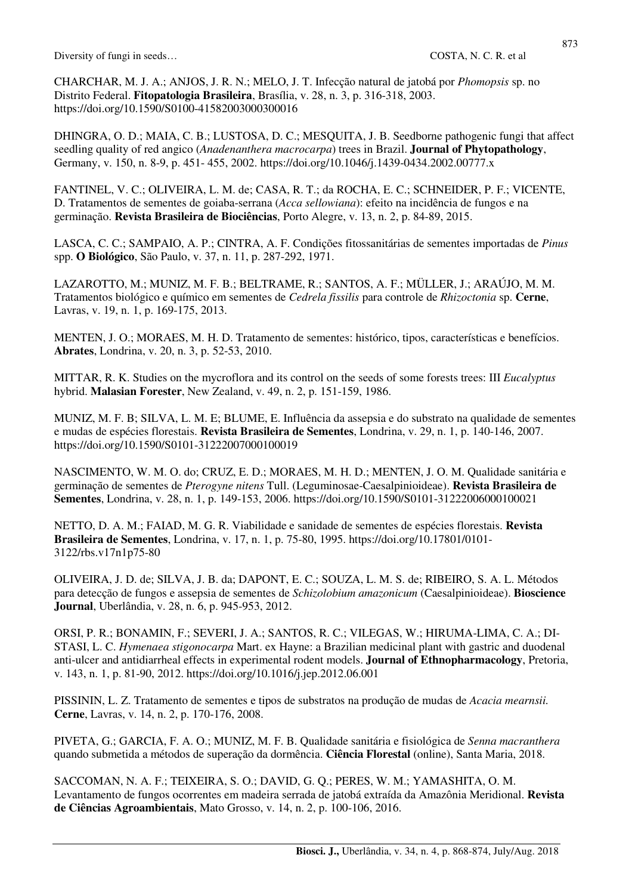CHARCHAR, M. J. A.; ANJOS, J. R. N.; MELO, J. T. Infecção natural de jatobá por *Phomopsis* sp. no Distrito Federal. **Fitopatologia Brasileira**, Brasília, v. 28, n. 3, p. 316-318, 2003. https://doi.org/10.1590/S0100-41582003000300016

DHINGRA, O. D.; MAIA, C. B.; LUSTOSA, D. C.; MESQUITA, J. B. Seedborne pathogenic fungi that affect seedling quality of red angico (*Anadenanthera macrocarpa*) trees in Brazil. **Journal of Phytopathology**, Germany, v. 150, n. 8-9, p. 451- 455, 2002. https://doi.org/10.1046/j.1439-0434.2002.00777.x

FANTINEL, V. C.; OLIVEIRA, L. M. de; CASA, R. T.; da ROCHA, E. C.; SCHNEIDER, P. F.; VICENTE, D. Tratamentos de sementes de goiaba-serrana (*Acca sellowiana*): efeito na incidência de fungos e na germinação. **Revista Brasileira de Biociências**, Porto Alegre, v. 13, n. 2, p. 84-89, 2015.

LASCA, C. C.; SAMPAIO, A. P.; CINTRA, A. F. Condições fitossanitárias de sementes importadas de *Pinus* spp. **O Biológico**, São Paulo, v. 37, n. 11, p. 287-292, 1971.

LAZAROTTO, M.; MUNIZ, M. F. B.; BELTRAME, R.; SANTOS, A. F.; MÜLLER, J.; ARAÚJO, M. M. Tratamentos biológico e químico em sementes de *Cedrela fissilis* para controle de *Rhizoctonia* sp. **Cerne**, Lavras, v. 19, n. 1, p. 169-175, 2013.

MENTEN, J. O.; MORAES, M. H. D. Tratamento de sementes: histórico, tipos, características e benefícios. **Abrates**, Londrina, v. 20, n. 3, p. 52-53, 2010.

MITTAR, R. K. Studies on the mycroflora and its control on the seeds of some forests trees: III *Eucalyptus* hybrid. **Malasian Forester**, New Zealand, v. 49, n. 2, p. 151-159, 1986.

MUNIZ, M. F. B; SILVA, L. M. E; BLUME, E. Influência da assepsia e do substrato na qualidade de sementes e mudas de espécies florestais. **Revista Brasileira de Sementes**, Londrina, v. 29, n. 1, p. 140-146, 2007. https://doi.org/10.1590/S0101-31222007000100019

NASCIMENTO, W. M. O. do; CRUZ, E. D.; MORAES, M. H. D.; MENTEN, J. O. M. Qualidade sanitária e germinação de sementes de *Pterogyne nitens* Tull. (Leguminosae-Caesalpinioideae). **Revista Brasileira de Sementes**, Londrina, v. 28, n. 1, p. 149-153, 2006. https://doi.org/10.1590/S0101-31222006000100021

NETTO, D. A. M.; FAIAD, M. G. R. Viabilidade e sanidade de sementes de espécies florestais. **Revista Brasileira de Sementes**, Londrina, v. 17, n. 1, p. 75-80, 1995. https://doi.org/10.17801/0101-3122/rbs.v17n1p75-80

OLIVEIRA, J. D. de; SILVA, J. B. da; DAPONT, E. C.; SOUZA, L. M. S. de; RIBEIRO, S. A. L. Métodos para detecção de fungos e assepsia de sementes de *Schizolobium amazonicum* (Caesalpinioideae). **Bioscience Journal**, Uberlândia, v. 28, n. 6, p. 945-953, 2012.

ORSI, P. R.; BONAMIN, F.; SEVERI, J. A.; SANTOS, R. C.; VILEGAS, W.; HIRUMA-LIMA, C. A.; DI-STASI, L. C. *Hymenaea stigonocarpa* Mart. ex Hayne: a Brazilian medicinal plant with gastric and duodenal anti-ulcer and antidiarrheal effects in experimental rodent models. **Journal of Ethnopharmacology**, Pretoria, v. 143, n. 1, p. 81-90, 2012. https://doi.org/10.1016/j.jep.2012.06.001

PISSININ, L. Z. Tratamento de sementes e tipos de substratos na produção de mudas de *Acacia mearnsii.* **Cerne**, Lavras, v. 14, n. 2, p. 170-176, 2008.

PIVETA, G.; GARCIA, F. A. O.; MUNIZ, M. F. B. Qualidade sanitária e fisiológica de *Senna macranthera* quando submetida a métodos de superação da dormência. **Ciência Florestal** (online), Santa Maria, 2018.

SACCOMAN, N. A. F.; TEIXEIRA, S. O.; DAVID, G. Q.; PERES, W. M.; YAMASHITA, O. M. Levantamento de fungos ocorrentes em madeira serrada de jatobá extraída da Amazônia Meridional. **Revista de Ciências Agroambientais**, Mato Grosso, v. 14, n. 2, p. 100-106, 2016.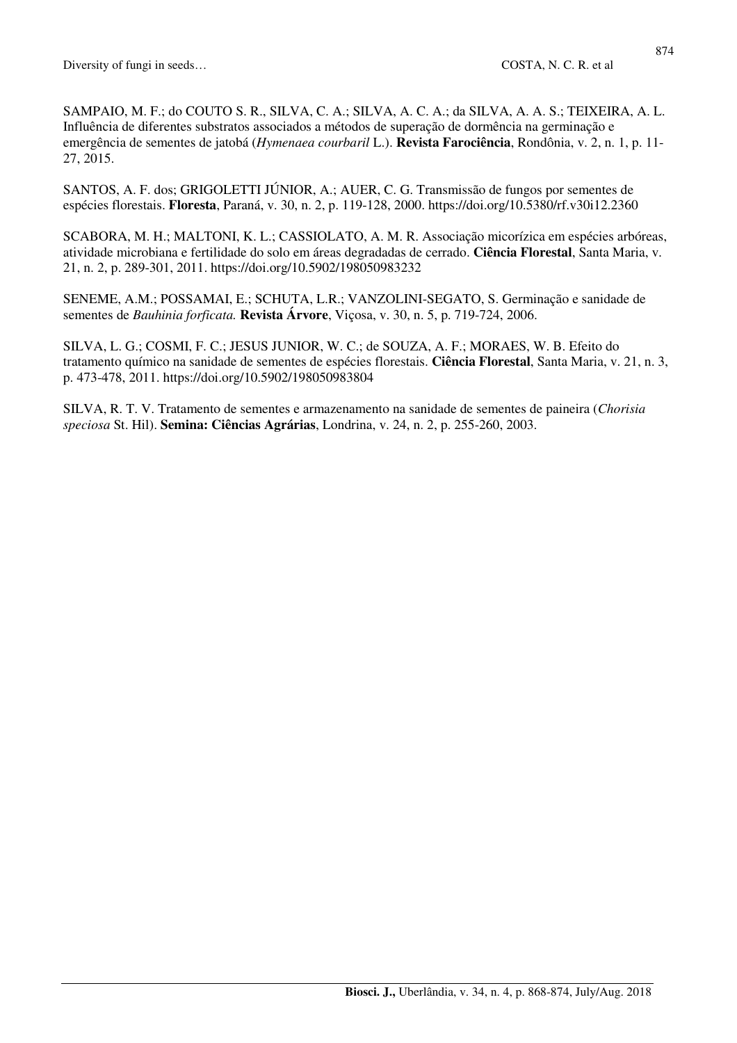SAMPAIO, M. F.; do COUTO S. R., SILVA, C. A.; SILVA, A. C. A.; da SILVA, A. A. S.; TEIXEIRA, A. L. Influência de diferentes substratos associados a métodos de superação de dormência na germinação e emergência de sementes de jatobá (*Hymenaea courbaril* L.). **Revista Farociência**, Rondônia, v. 2, n. 1, p. 11-27, 2015.

SANTOS, A. F. dos; GRIGOLETTI JÚNIOR, A.; AUER, C. G. Transmissão de fungos por sementes de espécies florestais. **Floresta**, Paraná, v. 30, n. 2, p. 119-128, 2000. https://doi.org/10.5380/rf.v30i12.2360

SCABORA, M. H.; MALTONI, K. L.; CASSIOLATO, A. M. R. Associação micorízica em espécies arbóreas, atividade microbiana e fertilidade do solo em áreas degradadas de cerrado. **Ciência Florestal**, Santa Maria, v. 21, n. 2, p. 289-301, 2011. https://doi.org/10.5902/198050983232

SENEME, A.M.; POSSAMAI, E.; SCHUTA, L.R.; VANZOLINI-SEGATO, S. Germinação e sanidade de sementes de *Bauhinia forficata.* **Revista Árvore**, Viçosa, v. 30, n. 5, p. 719-724, 2006.

SILVA, L. G.; COSMI, F. C.; JESUS JUNIOR, W. C.; de SOUZA, A. F.; MORAES, W. B. Efeito do tratamento químico na sanidade de sementes de espécies florestais. **Ciência Florestal**, Santa Maria, v. 21, n. 3, p. 473-478, 2011. https://doi.org/10.5902/198050983804

SILVA, R. T. V. Tratamento de sementes e armazenamento na sanidade de sementes de paineira (*Chorisia speciosa* St. Hil). **Semina: Ciências Agrárias**, Londrina, v. 24, n. 2, p. 255-260, 2003.